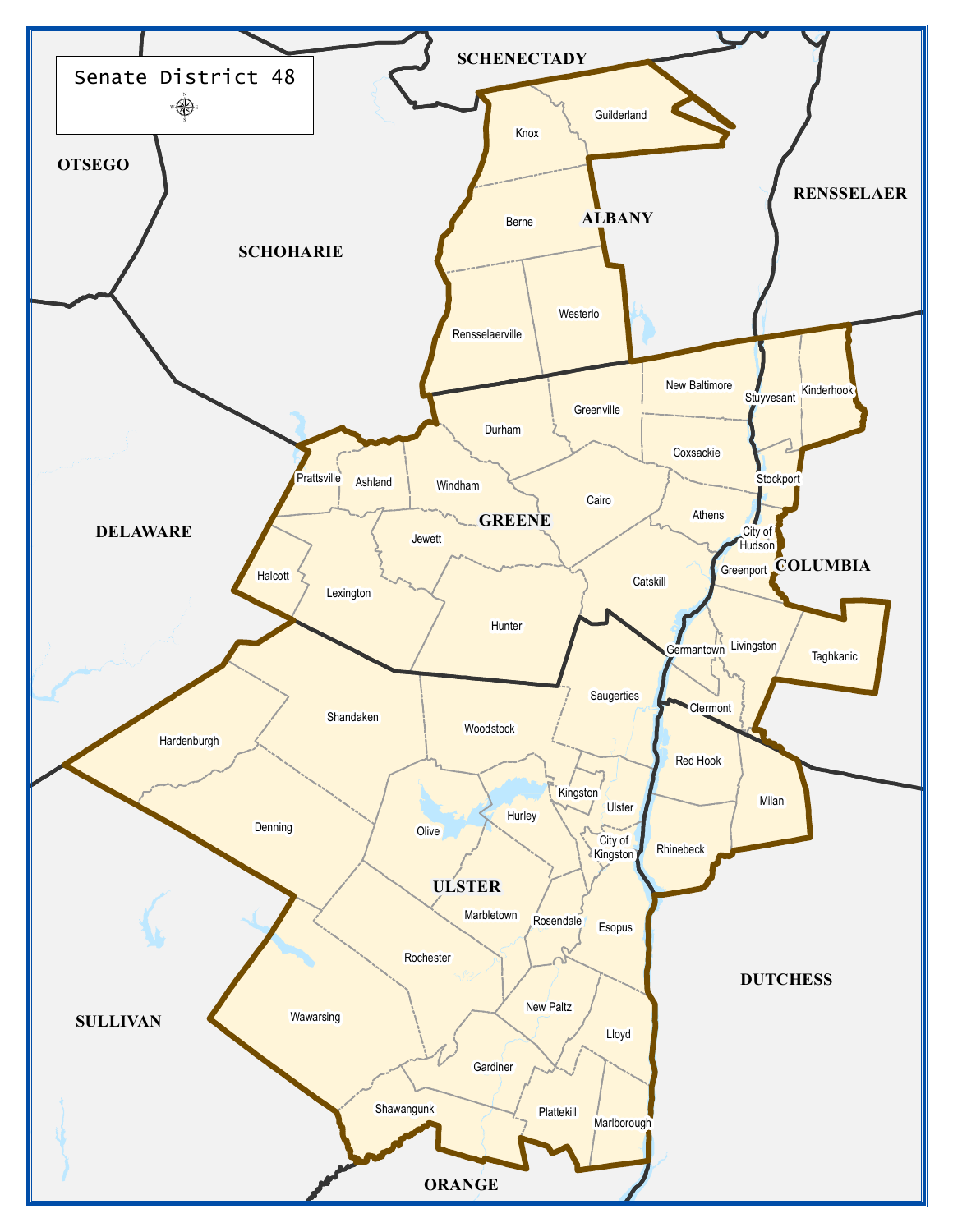# Senate District 48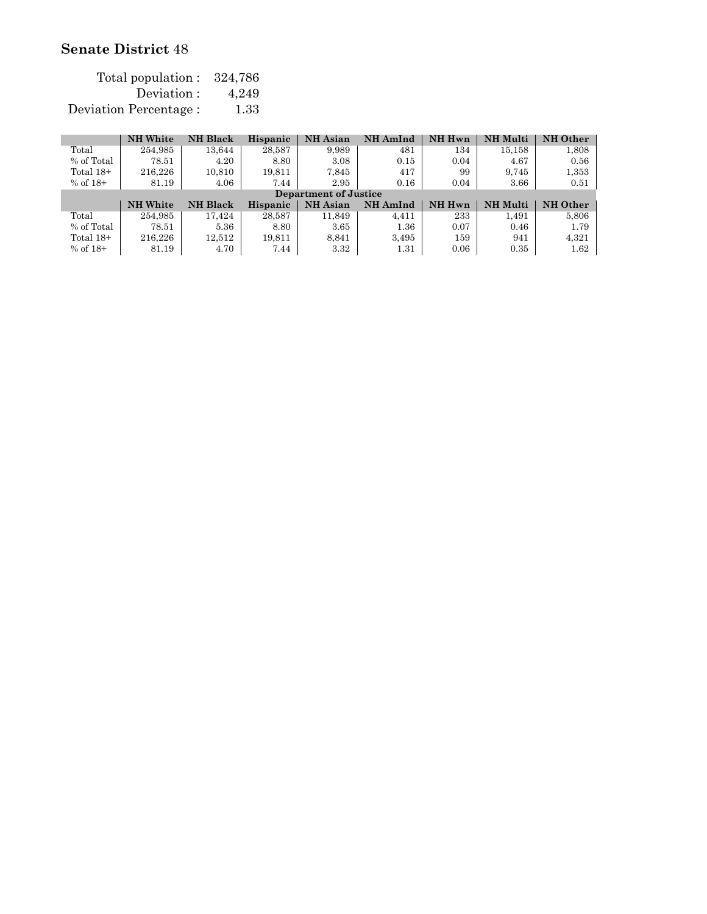**Senate District** 48

| | |
|---|---|
| Total population : | 324,786 |
| Deviation : | 4,249 |
| Deviation Percentage : | 1.33 |

| | NH White | NH Black | Hispanic | NH Asian | NH AmInd | NH Hwn | NH Multi | NH Other |
|---|---|---|---|---|---|---|---|---|
| Total | 254,985 | 13,644 | 28,587 | 9,989 | 481 | 134 | 15,158 | 1,808 |
| % of Total | 78.51 | 4.20 | 8.80 | 3.08 | 0.15 | 0.04 | 4.67 | 0.56 |
| Total 18+ | 216,226 | 10,810 | 19,811 | 7,845 | 417 | 99 | 9,745 | 1,353 |
| % of 18+ | 81.19 | 4.06 | 7.44 | 2.95 | 0.16 | 0.04 | 3.66 | 0.51 |
| **Department of Justice** | | | | | | | | |
| | NH White | NH Black | Hispanic | NH Asian | NH AmInd | NH Hwn | NH Multi | NH Other |
| Total | 254,985 | 17,424 | 28,587 | 11,849 | 4,411 | 233 | 1,491 | 5,806 |
| % of Total | 78.51 | 5.36 | 8.80 | 3.65 | 1.36 | 0.07 | 0.46 | 1.79 |
| Total 18+ | 216,226 | 12,512 | 19,811 | 8,841 | 3,495 | 159 | 941 | 4,321 |
| % of 18+ | 81.19 | 4.70 | 7.44 | 3.32 | 1.31 | 0.06 | 0.35 | 1.62 |